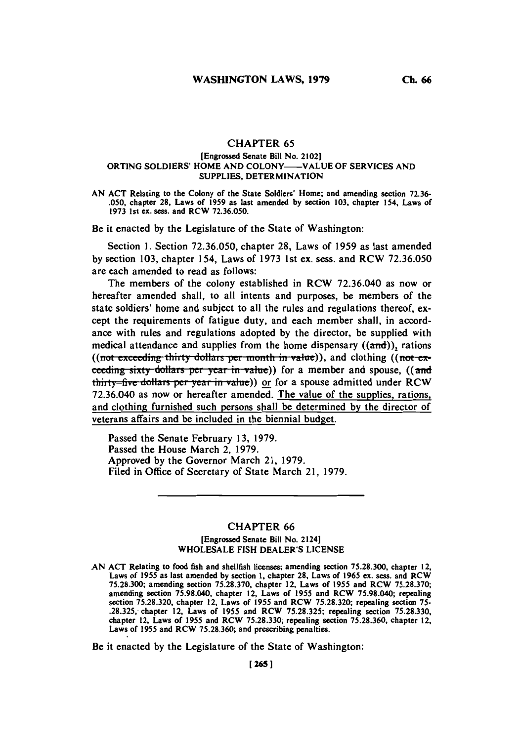## CHAPTER 65

[Engrossed Senate Bill No. 2102]

ORTING SOLDIERS' HOME AND COLONY——VALUE OF SERVICES AND SUPPLIES, DETERMINATION

AN ACT Relating to the Colony of the State Soldiers' Home; and amending section 72.36-.050, chapter 28, Laws of 1959 as last amended by section 103, chapter 154, Laws of 1973 1st ex. sess. and RCW 72.36.050.

Be it enacted by the Legislature of the State of Washington:

Section 1. Section 72.36.050, chapter 28, Laws of 1959 as last amended by section 103, chapter 154, Laws of 1973 1st ex. sess. and RCW 72.36.050 are each amended to read as follows:

The members of the colony established in RCW 72.36.040 as now or hereafter amended shall, to all intents and purposes, be members of the state soldiers' home and subject to all the rules and regulations thereof, except the requirements of fatigue duty, and each member shall, in accordance with rules and regulations adopted by the director, be supplied with medical attendance and supplies from the home dispensary ((~~and~~)), rations ((~~not exceeding thirty dollars per month in value~~)), and clothing ((~~not exceeding sixty dollars per year in value~~)) for a member and spouse, ((~~and thirty-five dollars per year in value~~)) <u>or</u> for a spouse admitted under RCW 72.36.040 as now or hereafter amended. <u>The value of the supplies, rations, and clothing furnished such persons shall be determined by the director of veterans affairs and be included in the biennial budget.</u>

Passed the Senate February 13, 1979.
Passed the House March 2, 1979.
Approved by the Governor March 21, 1979.
Filed in Office of Secretary of State March 21, 1979.

---

## CHAPTER 66

[Engrossed Senate Bill No. 2124]

WHOLESALE FISH DEALER'S LICENSE

AN ACT Relating to food fish and shellfish licenses; amending section 75.28.300, chapter 12, Laws of 1955 as last amended by section 1, chapter 28, Laws of 1965 ex. sess. and RCW 75.28.300; amending section 75.28.370, chapter 12, Laws of 1955 and RCW 75.28.370; amending section 75.98.040, chapter 12, Laws of 1955 and RCW 75.98.040; repealing section 75.28.320, chapter 12, Laws of 1955 and RCW 75.28.320; repealing section 75-.28.325, chapter 12, Laws of 1955 and RCW 75.28.325; repealing section 75.28.330, chapter 12, Laws of 1955 and RCW 75.28.330; repealing section 75.28.360, chapter 12, Laws of 1955 and RCW 75.28.360; and prescribing penalties.

Be it enacted by the Legislature of the State of Washington: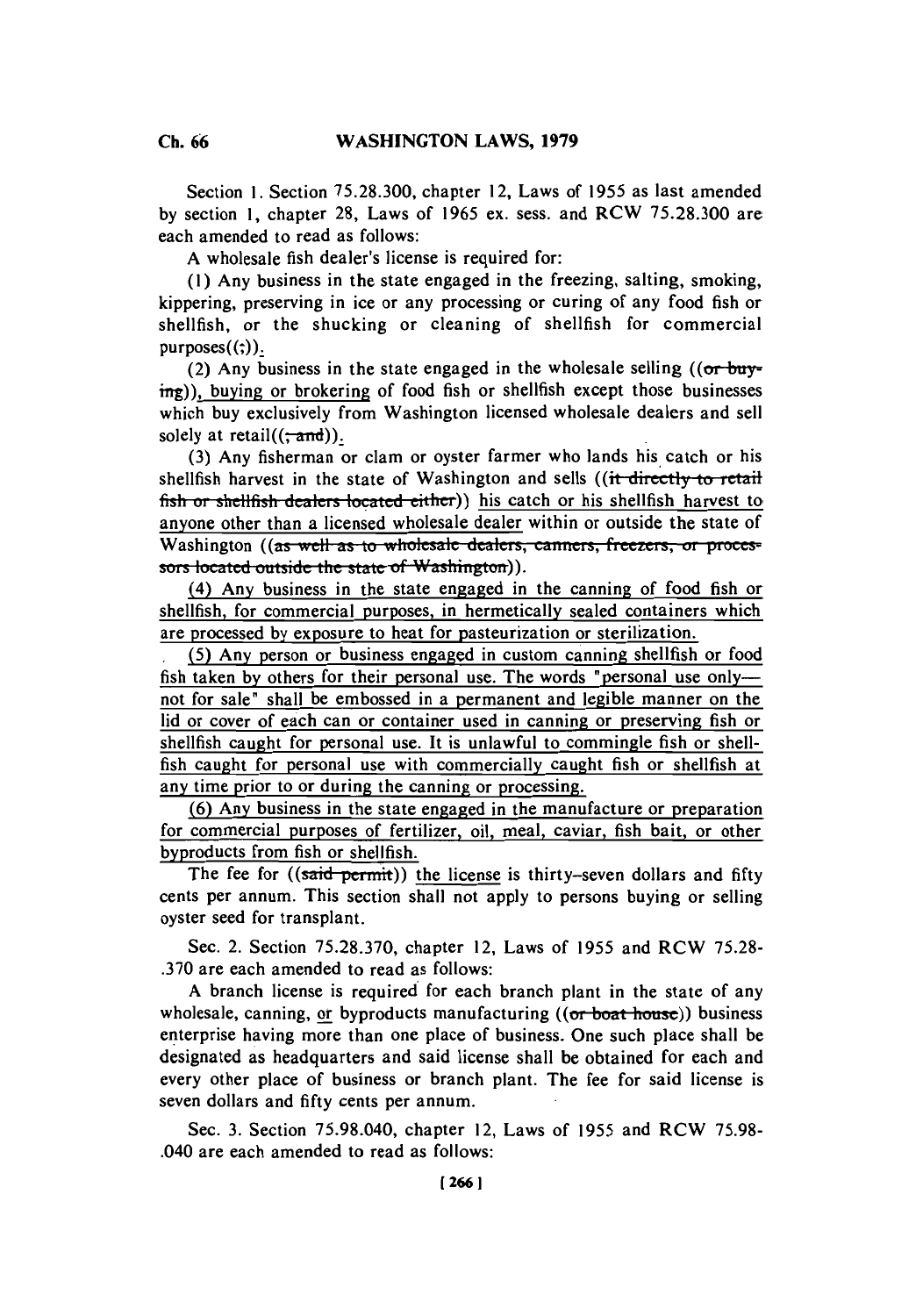Section 1. Section 75.28.300, chapter 12, Laws of 1955 as last amended by section 1, chapter 28, Laws of 1965 ex. sess. and RCW 75.28.300 are each amended to read as follows:

A wholesale fish dealer's license is required for:

(1) Any business in the state engaged in the freezing, salting, smoking, kippering, preserving in ice or any processing or curing of any food fish or shellfish, or the shucking or cleaning of shellfish for commercial purposes((;)).

(2) Any business in the state engaged in the wholesale selling ((~~or buying~~)), buying or brokering of food fish or shellfish except those businesses which buy exclusively from Washington licensed wholesale dealers and sell solely at retail((~~; and~~)).

(3) Any fisherman or clam or oyster farmer who lands his catch or his shellfish harvest in the state of Washington and sells ((~~it directly to retail fish or shellfish dealers located either~~)) his catch or his shellfish harvest to anyone other than a licensed wholesale dealer within or outside the state of Washington ((~~as well as to wholesale dealers, canners, freezers, or processors located outside the state of Washington~~)).

(4) Any business in the state engaged in the canning of food fish or shellfish, for commercial purposes, in hermetically sealed containers which are processed by exposure to heat for pasteurization or sterilization.

(5) Any person or business engaged in custom canning shellfish or food fish taken by others for their personal use. The words "personal use only—not for sale" shall be embossed in a permanent and legible manner on the lid or cover of each can or container used in canning or preserving fish or shellfish caught for personal use. It is unlawful to commingle fish or shellfish caught for personal use with commercially caught fish or shellfish at any time prior to or during the canning or processing.

(6) Any business in the state engaged in the manufacture or preparation for commercial purposes of fertilizer, oil, meal, caviar, fish bait, or other byproducts from fish or shellfish.

The fee for ((~~said permit~~)) the license is thirty-seven dollars and fifty cents per annum. This section shall not apply to persons buying or selling oyster seed for transplant.

Sec. 2. Section 75.28.370, chapter 12, Laws of 1955 and RCW 75.28.370 are each amended to read as follows:

A branch license is required for each branch plant in the state of any wholesale, canning, or byproducts manufacturing ((~~or boat house~~)) business enterprise having more than one place of business. One such place shall be designated as headquarters and said license shall be obtained for each and every other place of business or branch plant. The fee for said license is seven dollars and fifty cents per annum.

Sec. 3. Section 75.98.040, chapter 12, Laws of 1955 and RCW 75.98.040 are each amended to read as follows: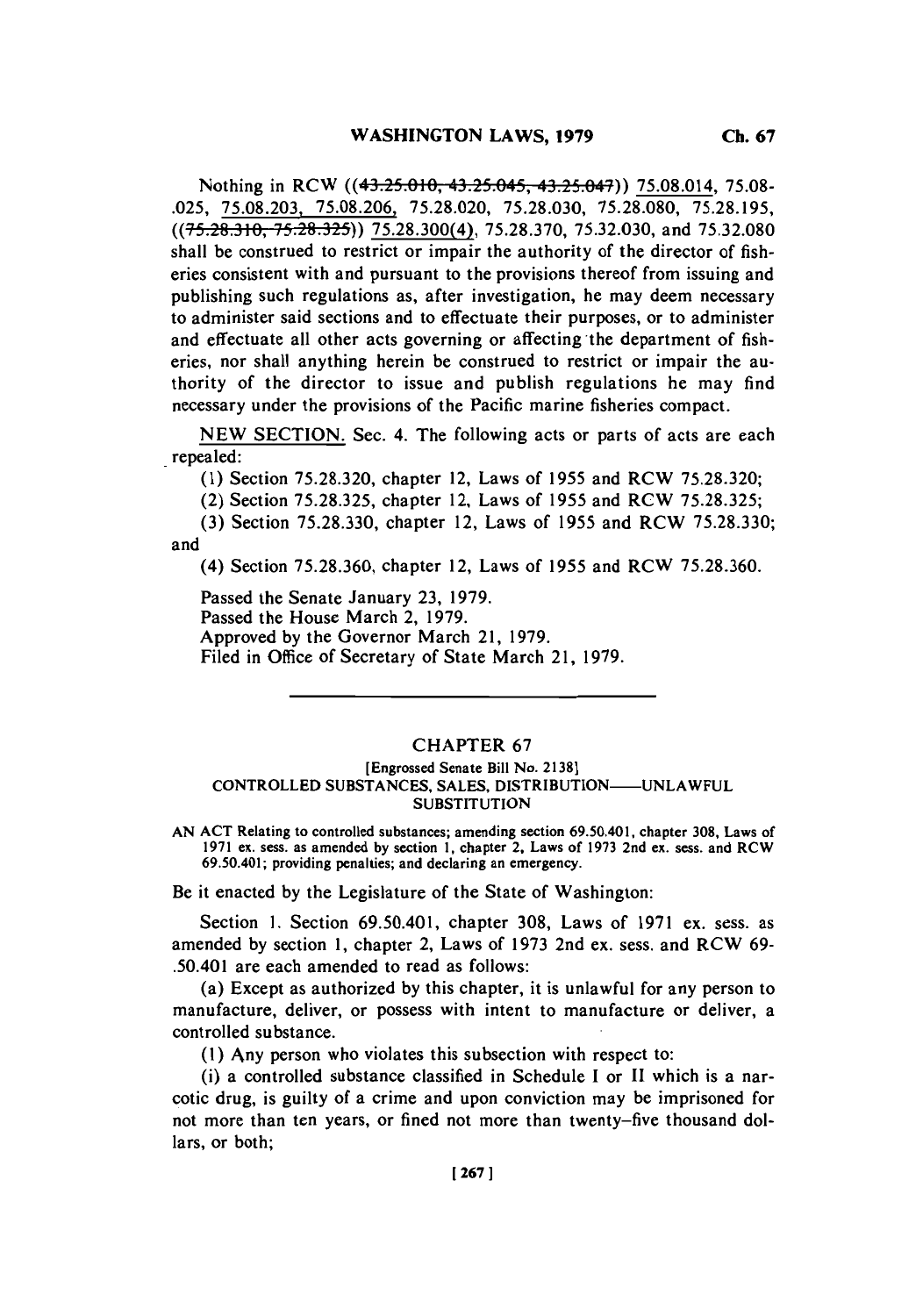Nothing in RCW ((~~43.25.010, 43.25.045, 43.25.047~~)) 75.08.014, 75.08-.025, 75.08.203, 75.08.206, 75.28.020, 75.28.030, 75.28.080, 75.28.195, ((~~75.28.310, 75.28.325~~)) 75.28.300(4), 75.28.370, 75.32.030, and 75.32.080 shall be construed to restrict or impair the authority of the director of fisheries consistent with and pursuant to the provisions thereof from issuing and publishing such regulations as, after investigation, he may deem necessary to administer said sections and to effectuate their purposes, or to administer and effectuate all other acts governing or affecting the department of fisheries, nor shall anything herein be construed to restrict or impair the authority of the director to issue and publish regulations he may find necessary under the provisions of the Pacific marine fisheries compact.

NEW SECTION. Sec. 4. The following acts or parts of acts are each repealed:

(1) Section 75.28.320, chapter 12, Laws of 1955 and RCW 75.28.320;

(2) Section 75.28.325, chapter 12, Laws of 1955 and RCW 75.28.325;

(3) Section 75.28.330, chapter 12, Laws of 1955 and RCW 75.28.330; and

(4) Section 75.28.360, chapter 12, Laws of 1955 and RCW 75.28.360.

Passed the Senate January 23, 1979.
Passed the House March 2, 1979.
Approved by the Governor March 21, 1979.
Filed in Office of Secretary of State March 21, 1979.

---

## CHAPTER 67

[Engrossed Senate Bill No. 2138]

CONTROLLED SUBSTANCES, SALES, DISTRIBUTION——UNLAWFUL SUBSTITUTION

AN ACT Relating to controlled substances; amending section 69.50.401, chapter 308, Laws of 1971 ex. sess. as amended by section 1, chapter 2, Laws of 1973 2nd ex. sess. and RCW 69.50.401; providing penalties; and declaring an emergency.

Be it enacted by the Legislature of the State of Washington:

Section 1. Section 69.50.401, chapter 308, Laws of 1971 ex. sess. as amended by section 1, chapter 2, Laws of 1973 2nd ex. sess. and RCW 69-.50.401 are each amended to read as follows:

(a) Except as authorized by this chapter, it is unlawful for any person to manufacture, deliver, or possess with intent to manufacture or deliver, a controlled substance.

(1) Any person who violates this subsection with respect to:

(i) a controlled substance classified in Schedule I or II which is a narcotic drug, is guilty of a crime and upon conviction may be imprisoned for not more than ten years, or fined not more than twenty-five thousand dollars, or both;